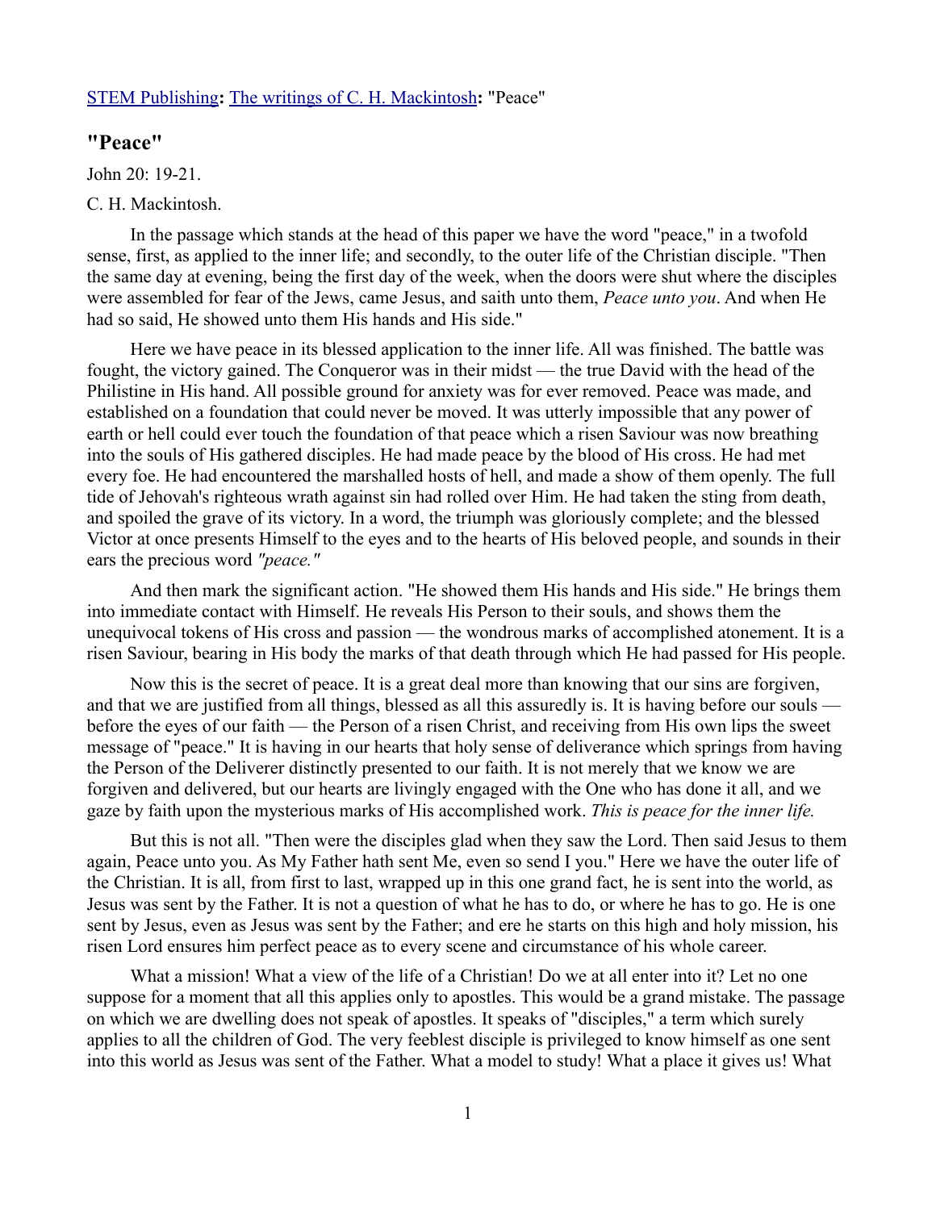STEM Publishing**:** The writings of C. H. Mackintosh**:** "Peace"

## "Peace"

John 20: 19-21.

C. H. Mackintosh.

In the passage which stands at the head of this paper we have the word "peace," in a twofold sense, first, as applied to the inner life; and secondly, to the outer life of the Christian disciple. "Then the same day at evening, being the first day of the week, when the doors were shut where the disciples were assembled for fear of the Jews, came Jesus, and saith unto them, *Peace unto you*. And when He had so said, He showed unto them His hands and His side."

Here we have peace in its blessed application to the inner life. All was finished. The battle was fought, the victory gained. The Conqueror was in their midst — the true David with the head of the Philistine in His hand. All possible ground for anxiety was for ever removed. Peace was made, and established on a foundation that could never be moved. It was utterly impossible that any power of earth or hell could ever touch the foundation of that peace which a risen Saviour was now breathing into the souls of His gathered disciples. He had made peace by the blood of His cross. He had met every foe. He had encountered the marshalled hosts of hell, and made a show of them openly. The full tide of Jehovah's righteous wrath against sin had rolled over Him. He had taken the sting from death, and spoiled the grave of its victory. In a word, the triumph was gloriously complete; and the blessed Victor at once presents Himself to the eyes and to the hearts of His beloved people, and sounds in their ears the precious word *"peace."*

And then mark the significant action. "He showed them His hands and His side." He brings them into immediate contact with Himself. He reveals His Person to their souls, and shows them the unequivocal tokens of His cross and passion — the wondrous marks of accomplished atonement. It is a risen Saviour, bearing in His body the marks of that death through which He had passed for His people.

Now this is the secret of peace. It is a great deal more than knowing that our sins are forgiven, and that we are justified from all things, blessed as all this assuredly is. It is having before our souls — before the eyes of our faith — the Person of a risen Christ, and receiving from His own lips the sweet message of "peace." It is having in our hearts that holy sense of deliverance which springs from having the Person of the Deliverer distinctly presented to our faith. It is not merely that we know we are forgiven and delivered, but our hearts are livingly engaged with the One who has done it all, and we gaze by faith upon the mysterious marks of His accomplished work. *This is peace for the inner life.*

But this is not all. "Then were the disciples glad when they saw the Lord. Then said Jesus to them again, Peace unto you. As My Father hath sent Me, even so send I you." Here we have the outer life of the Christian. It is all, from first to last, wrapped up in this one grand fact, he is sent into the world, as Jesus was sent by the Father. It is not a question of what he has to do, or where he has to go. He is one sent by Jesus, even as Jesus was sent by the Father; and ere he starts on this high and holy mission, his risen Lord ensures him perfect peace as to every scene and circumstance of his whole career.

What a mission! What a view of the life of a Christian! Do we at all enter into it? Let no one suppose for a moment that all this applies only to apostles. This would be a grand mistake. The passage on which we are dwelling does not speak of apostles. It speaks of "disciples," a term which surely applies to all the children of God. The very feeblest disciple is privileged to know himself as one sent into this world as Jesus was sent of the Father. What a model to study! What a place it gives us! What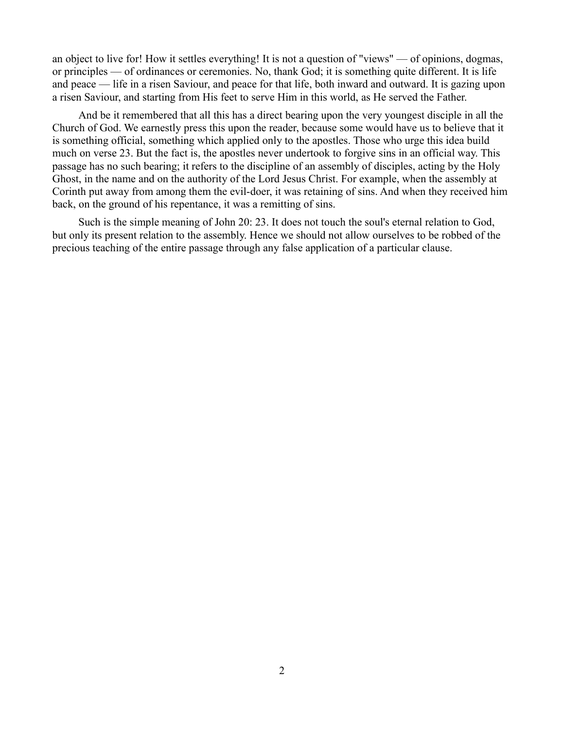an object to live for! How it settles everything! It is not a question of "views" — of opinions, dogmas, or principles — of ordinances or ceremonies. No, thank God; it is something quite different. It is life and peace — life in a risen Saviour, and peace for that life, both inward and outward. It is gazing upon a risen Saviour, and starting from His feet to serve Him in this world, as He served the Father.

And be it remembered that all this has a direct bearing upon the very youngest disciple in all the Church of God. We earnestly press this upon the reader, because some would have us to believe that it is something official, something which applied only to the apostles. Those who urge this idea build much on verse 23. But the fact is, the apostles never undertook to forgive sins in an official way. This passage has no such bearing; it refers to the discipline of an assembly of disciples, acting by the Holy Ghost, in the name and on the authority of the Lord Jesus Christ. For example, when the assembly at Corinth put away from among them the evil-doer, it was retaining of sins. And when they received him back, on the ground of his repentance, it was a remitting of sins.

Such is the simple meaning of John 20: 23. It does not touch the soul's eternal relation to God, but only its present relation to the assembly. Hence we should not allow ourselves to be robbed of the precious teaching of the entire passage through any false application of a particular clause.